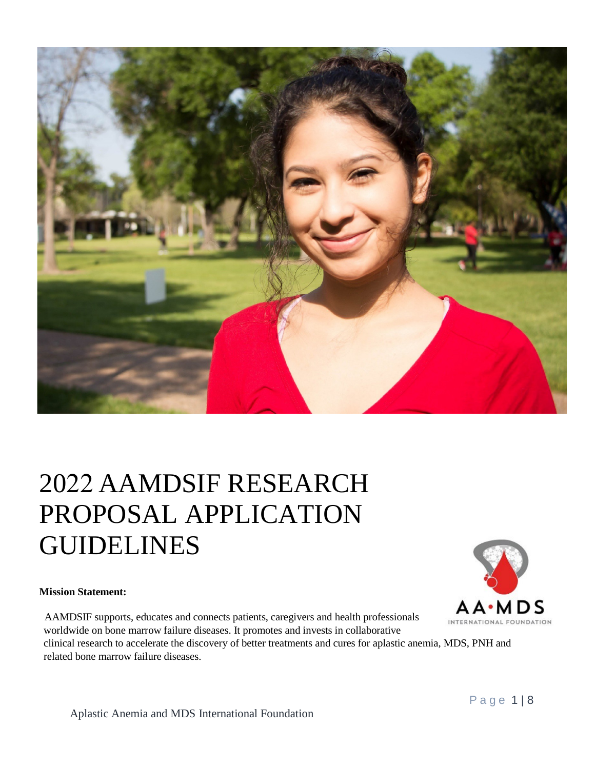# 2022 AAMDSIF RESEARCH PROPOSAL APPLICATION GUIDELINES

**Mission Statement:**

AAMDSIF supports, educates and connects patients, caregivers and health professionals worldwide on bone marrow failure diseases. It promotes and invests in collaborative clinical research to accelerate the discovery of better treatments and cures for aplastic anemia, MDS, PNH and related bone marrow failure diseases.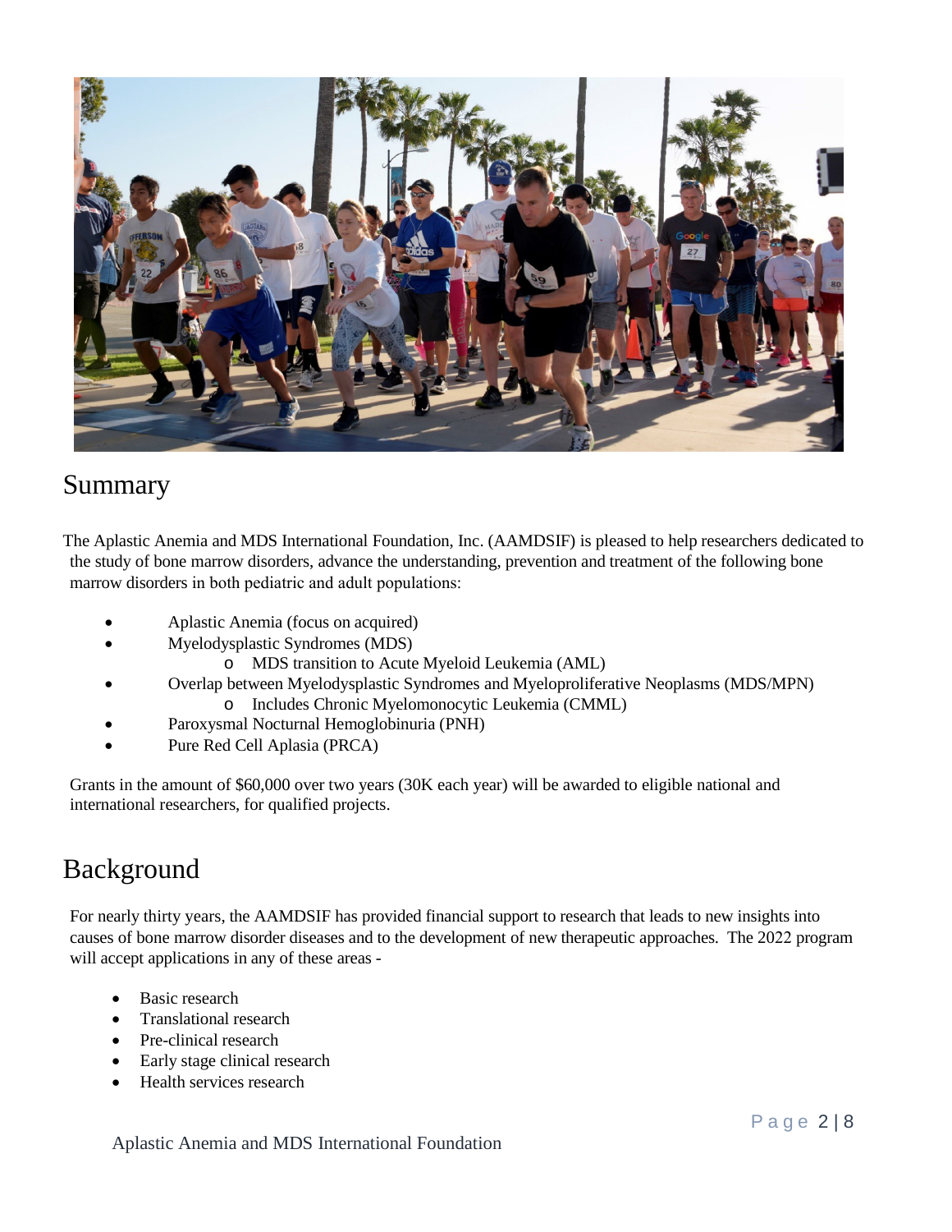## Summary

The Aplastic Anemia and MDS International Foundation, Inc. (AAMDSIF) is pleased to help researchers dedicated to the study of bone marrow disorders, advance the understanding, prevention and treatment of the following bone marrow disorders in both pediatric and adult populations:

- Aplastic Anemia (focus on acquired)
- Myelodysplastic Syndromes (MDS)
  - MDS transition to Acute Myeloid Leukemia (AML)
- Overlap between Myelodysplastic Syndromes and Myeloproliferative Neoplasms (MDS/MPN)
  - Includes Chronic Myelomonocytic Leukemia (CMML)
- Paroxysmal Nocturnal Hemoglobinuria (PNH)
- Pure Red Cell Aplasia (PRCA)

Grants in the amount of $60,000 over two years (30K each year) will be awarded to eligible national and international researchers, for qualified projects.

## Background

For nearly thirty years, the AAMDSIF has provided financial support to research that leads to new insights into causes of bone marrow disorder diseases and to the development of new therapeutic approaches. The 2022 program will accept applications in any of these areas -

- Basic research
- Translational research
- Pre-clinical research
- Early stage clinical research
- Health services research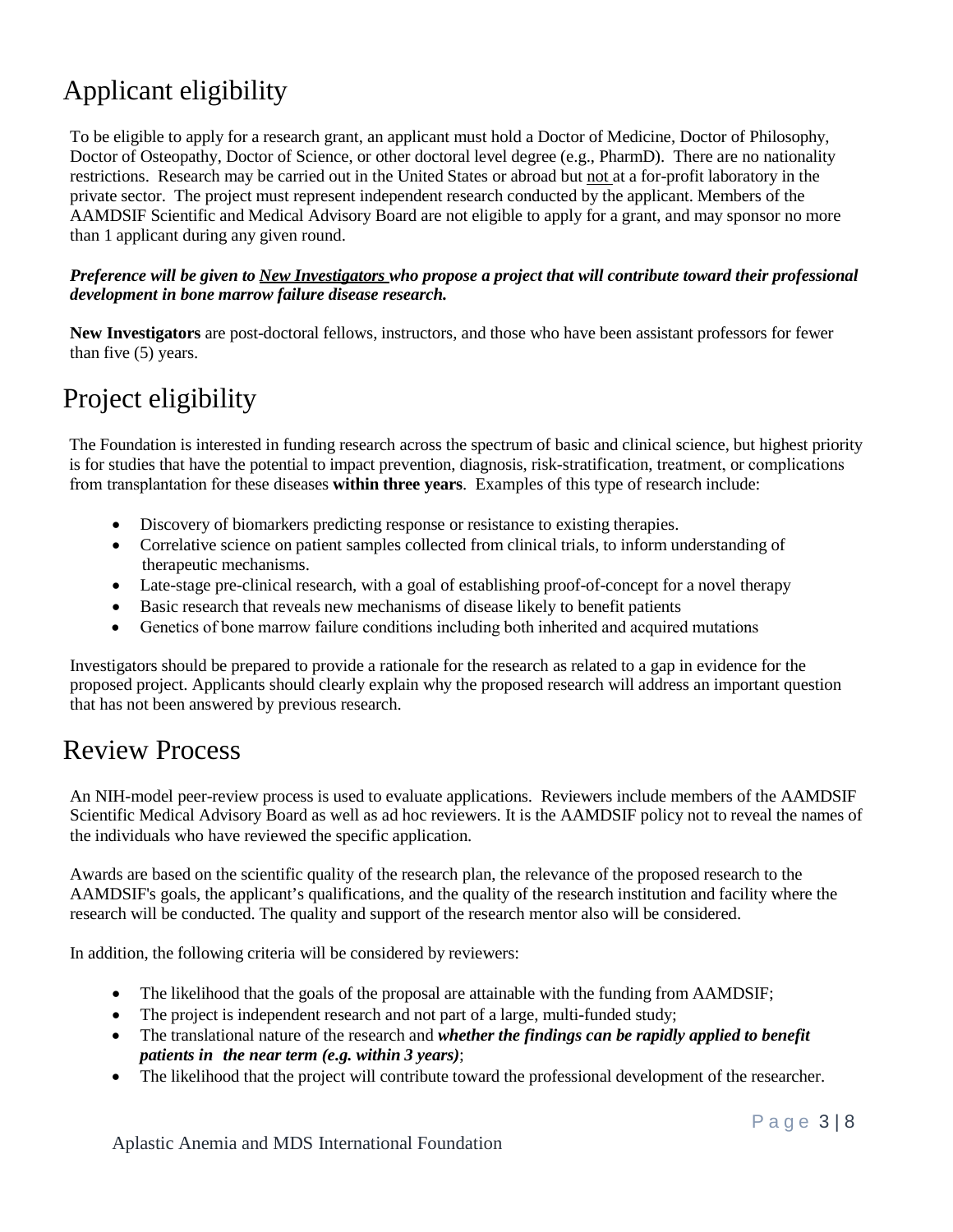# Applicant eligibility

To be eligible to apply for a research grant, an applicant must hold a Doctor of Medicine, Doctor of Philosophy, Doctor of Osteopathy, Doctor of Science, or other doctoral level degree (e.g., PharmD). There are no nationality restrictions. Research may be carried out in the United States or abroad but not at a for-profit laboratory in the private sector. The project must represent independent research conducted by the applicant. Members of the AAMDSIF Scientific and Medical Advisory Board are not eligible to apply for a grant, and may sponsor no more than 1 applicant during any given round.

***Preference will be given to New Investigators who propose a project that will contribute toward their professional development in bone marrow failure disease research.***

**New Investigators** are post-doctoral fellows, instructors, and those who have been assistant professors for fewer than five (5) years.

# Project eligibility

The Foundation is interested in funding research across the spectrum of basic and clinical science, but highest priority is for studies that have the potential to impact prevention, diagnosis, risk-stratification, treatment, or complications from transplantation for these diseases **within three years**. Examples of this type of research include:

- Discovery of biomarkers predicting response or resistance to existing therapies.
- Correlative science on patient samples collected from clinical trials, to inform understanding of therapeutic mechanisms.
- Late-stage pre-clinical research, with a goal of establishing proof-of-concept for a novel therapy
- Basic research that reveals new mechanisms of disease likely to benefit patients
- Genetics of bone marrow failure conditions including both inherited and acquired mutations

Investigators should be prepared to provide a rationale for the research as related to a gap in evidence for the proposed project. Applicants should clearly explain why the proposed research will address an important question that has not been answered by previous research.

# Review Process

An NIH-model peer-review process is used to evaluate applications. Reviewers include members of the AAMDSIF Scientific Medical Advisory Board as well as ad hoc reviewers. It is the AAMDSIF policy not to reveal the names of the individuals who have reviewed the specific application.

Awards are based on the scientific quality of the research plan, the relevance of the proposed research to the AAMDSIF's goals, the applicant's qualifications, and the quality of the research institution and facility where the research will be conducted. The quality and support of the research mentor also will be considered.

In addition, the following criteria will be considered by reviewers:

- The likelihood that the goals of the proposal are attainable with the funding from AAMDSIF;
- The project is independent research and not part of a large, multi-funded study;
- The translational nature of the research and ***whether the findings can be rapidly applied to benefit patients in the near term (e.g. within 3 years)***;
- The likelihood that the project will contribute toward the professional development of the researcher.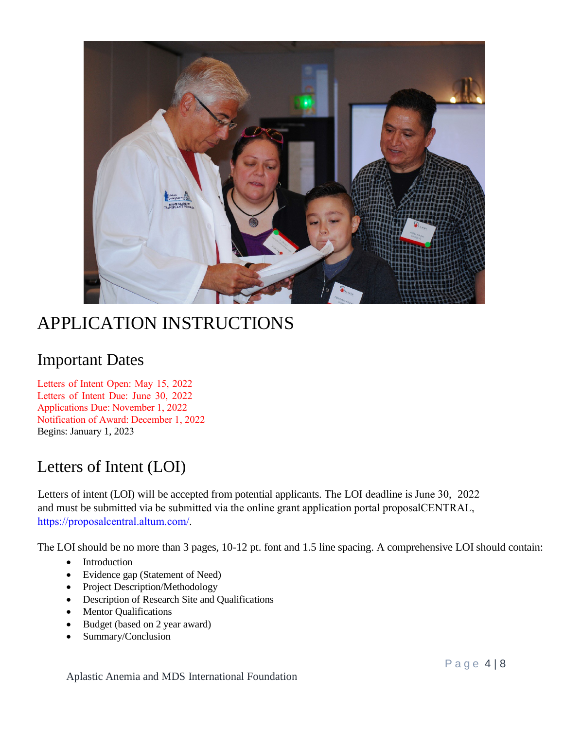# APPLICATION INSTRUCTIONS

## Important Dates

Letters of Intent Open: May 15, 2022
Letters of Intent Due: June 30, 2022
Applications Due: November 1, 2022
Notification of Award: December 1, 2022
Begins: January 1, 2023

## Letters of Intent (LOI)

Letters of intent (LOI) will be accepted from potential applicants. The LOI deadline is June 30, 2022 and must be submitted via be submitted via the online grant application portal proposalCENTRAL, https://proposalcentral.altum.com/.

The LOI should be no more than 3 pages, 10-12 pt. font and 1.5 line spacing. A comprehensive LOI should contain:

- Introduction
- Evidence gap (Statement of Need)
- Project Description/Methodology
- Description of Research Site and Qualifications
- Mentor Qualifications
- Budget (based on 2 year award)
- Summary/Conclusion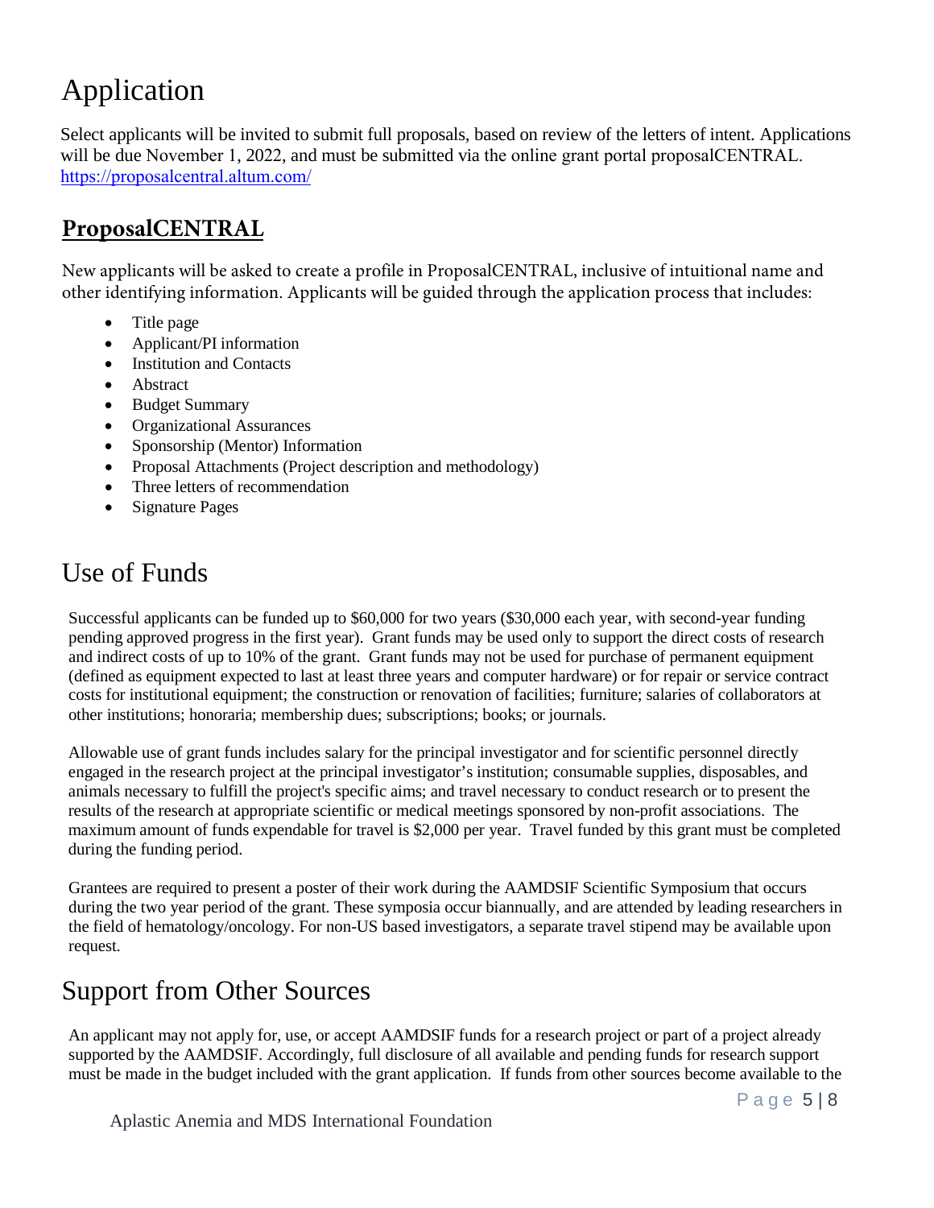# Application

Select applicants will be invited to submit full proposals, based on review of the letters of intent. Applications will be due November 1, 2022, and must be submitted via the online grant portal proposalCENTRAL. https://proposalcentral.altum.com/

## ProposalCENTRAL

New applicants will be asked to create a profile in ProposalCENTRAL, inclusive of intuitional name and other identifying information. Applicants will be guided through the application process that includes:

- Title page
- Applicant/PI information
- Institution and Contacts
- Abstract
- Budget Summary
- Organizational Assurances
- Sponsorship (Mentor) Information
- Proposal Attachments (Project description and methodology)
- Three letters of recommendation
- Signature Pages

# Use of Funds

Successful applicants can be funded up to $60,000 for two years ($30,000 each year, with second-year funding pending approved progress in the first year). Grant funds may be used only to support the direct costs of research and indirect costs of up to 10% of the grant. Grant funds may not be used for purchase of permanent equipment (defined as equipment expected to last at least three years and computer hardware) or for repair or service contract costs for institutional equipment; the construction or renovation of facilities; furniture; salaries of collaborators at other institutions; honoraria; membership dues; subscriptions; books; or journals.

Allowable use of grant funds includes salary for the principal investigator and for scientific personnel directly engaged in the research project at the principal investigator's institution; consumable supplies, disposables, and animals necessary to fulfill the project's specific aims; and travel necessary to conduct research or to present the results of the research at appropriate scientific or medical meetings sponsored by non-profit associations. The maximum amount of funds expendable for travel is $2,000 per year. Travel funded by this grant must be completed during the funding period.

Grantees are required to present a poster of their work during the AAMDSIF Scientific Symposium that occurs during the two year period of the grant. These symposia occur biannually, and are attended by leading researchers in the field of hematology/oncology. For non-US based investigators, a separate travel stipend may be available upon request.

# Support from Other Sources

An applicant may not apply for, use, or accept AAMDSIF funds for a research project or part of a project already supported by the AAMDSIF. Accordingly, full disclosure of all available and pending funds for research support must be made in the budget included with the grant application. If funds from other sources become available to the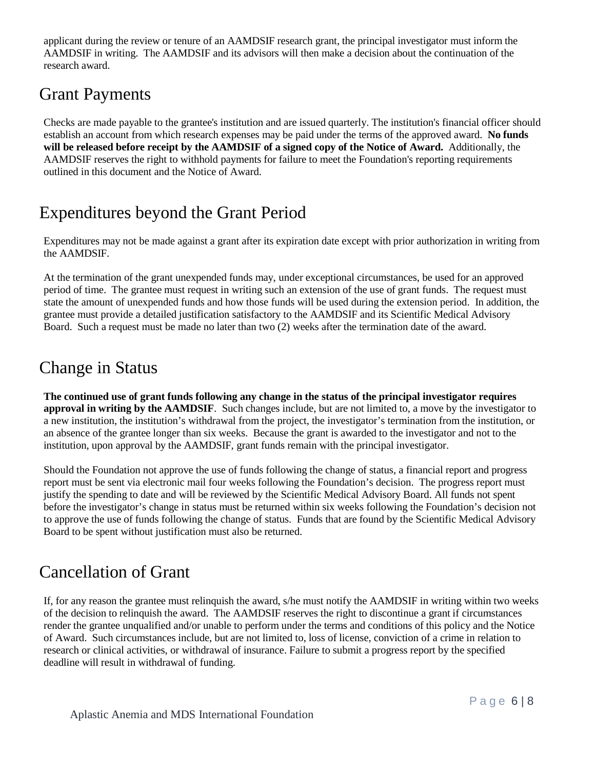applicant during the review or tenure of an AAMDSIF research grant, the principal investigator must inform the AAMDSIF in writing. The AAMDSIF and its advisors will then make a decision about the continuation of the research award.

## Grant Payments

Checks are made payable to the grantee's institution and are issued quarterly. The institution's financial officer should establish an account from which research expenses may be paid under the terms of the approved award. **No funds will be released before receipt by the AAMDSIF of a signed copy of the Notice of Award.** Additionally, the AAMDSIF reserves the right to withhold payments for failure to meet the Foundation's reporting requirements outlined in this document and the Notice of Award.

## Expenditures beyond the Grant Period

Expenditures may not be made against a grant after its expiration date except with prior authorization in writing from the AAMDSIF.

At the termination of the grant unexpended funds may, under exceptional circumstances, be used for an approved period of time. The grantee must request in writing such an extension of the use of grant funds. The request must state the amount of unexpended funds and how those funds will be used during the extension period. In addition, the grantee must provide a detailed justification satisfactory to the AAMDSIF and its Scientific Medical Advisory Board. Such a request must be made no later than two (2) weeks after the termination date of the award.

## Change in Status

**The continued use of grant funds following any change in the status of the principal investigator requires approval in writing by the AAMDSIF**. Such changes include, but are not limited to, a move by the investigator to a new institution, the institution's withdrawal from the project, the investigator's termination from the institution, or an absence of the grantee longer than six weeks. Because the grant is awarded to the investigator and not to the institution, upon approval by the AAMDSIF, grant funds remain with the principal investigator.

Should the Foundation not approve the use of funds following the change of status, a financial report and progress report must be sent via electronic mail four weeks following the Foundation's decision. The progress report must justify the spending to date and will be reviewed by the Scientific Medical Advisory Board. All funds not spent before the investigator's change in status must be returned within six weeks following the Foundation's decision not to approve the use of funds following the change of status. Funds that are found by the Scientific Medical Advisory Board to be spent without justification must also be returned.

## Cancellation of Grant

If, for any reason the grantee must relinquish the award, s/he must notify the AAMDSIF in writing within two weeks of the decision to relinquish the award. The AAMDSIF reserves the right to discontinue a grant if circumstances render the grantee unqualified and/or unable to perform under the terms and conditions of this policy and the Notice of Award. Such circumstances include, but are not limited to, loss of license, conviction of a crime in relation to research or clinical activities, or withdrawal of insurance. Failure to submit a progress report by the specified deadline will result in withdrawal of funding.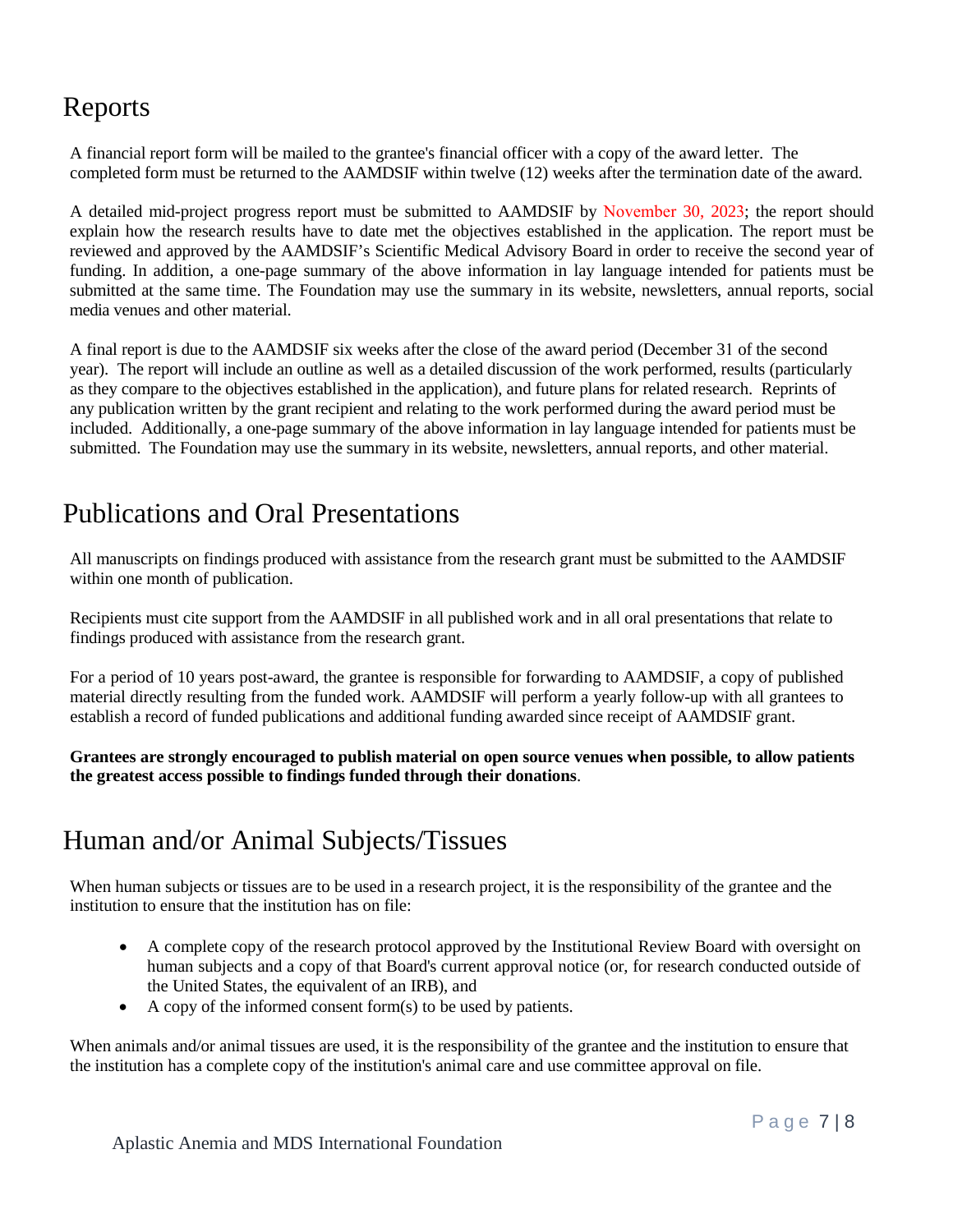## Reports

A financial report form will be mailed to the grantee's financial officer with a copy of the award letter. The completed form must be returned to the AAMDSIF within twelve (12) weeks after the termination date of the award.

A detailed mid-project progress report must be submitted to AAMDSIF by November 30, 2023; the report should explain how the research results have to date met the objectives established in the application. The report must be reviewed and approved by the AAMDSIF's Scientific Medical Advisory Board in order to receive the second year of funding. In addition, a one-page summary of the above information in lay language intended for patients must be submitted at the same time. The Foundation may use the summary in its website, newsletters, annual reports, social media venues and other material.

A final report is due to the AAMDSIF six weeks after the close of the award period (December 31 of the second year). The report will include an outline as well as a detailed discussion of the work performed, results (particularly as they compare to the objectives established in the application), and future plans for related research. Reprints of any publication written by the grant recipient and relating to the work performed during the award period must be included. Additionally, a one-page summary of the above information in lay language intended for patients must be submitted. The Foundation may use the summary in its website, newsletters, annual reports, and other material.

## Publications and Oral Presentations

All manuscripts on findings produced with assistance from the research grant must be submitted to the AAMDSIF within one month of publication.

Recipients must cite support from the AAMDSIF in all published work and in all oral presentations that relate to findings produced with assistance from the research grant.

For a period of 10 years post-award, the grantee is responsible for forwarding to AAMDSIF, a copy of published material directly resulting from the funded work. AAMDSIF will perform a yearly follow-up with all grantees to establish a record of funded publications and additional funding awarded since receipt of AAMDSIF grant.

**Grantees are strongly encouraged to publish material on open source venues when possible, to allow patients the greatest access possible to findings funded through their donations**.

## Human and/or Animal Subjects/Tissues

When human subjects or tissues are to be used in a research project, it is the responsibility of the grantee and the institution to ensure that the institution has on file:

- A complete copy of the research protocol approved by the Institutional Review Board with oversight on human subjects and a copy of that Board's current approval notice (or, for research conducted outside of the United States, the equivalent of an IRB), and
- A copy of the informed consent form(s) to be used by patients.

When animals and/or animal tissues are used, it is the responsibility of the grantee and the institution to ensure that the institution has a complete copy of the institution's animal care and use committee approval on file.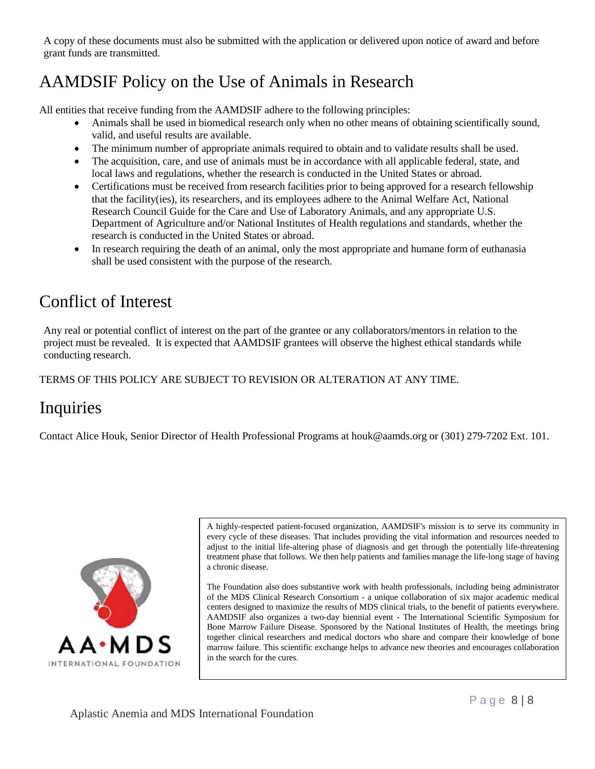A copy of these documents must also be submitted with the application or delivered upon notice of award and before grant funds are transmitted.

## AAMDSIF Policy on the Use of Animals in Research

All entities that receive funding from the AAMDSIF adhere to the following principles:

- Animals shall be used in biomedical research only when no other means of obtaining scientifically sound, valid, and useful results are available.
- The minimum number of appropriate animals required to obtain and to validate results shall be used.
- The acquisition, care, and use of animals must be in accordance with all applicable federal, state, and local laws and regulations, whether the research is conducted in the United States or abroad.
- Certifications must be received from research facilities prior to being approved for a research fellowship that the facility(ies), its researchers, and its employees adhere to the Animal Welfare Act, National Research Council Guide for the Care and Use of Laboratory Animals, and any appropriate U.S. Department of Agriculture and/or National Institutes of Health regulations and standards, whether the research is conducted in the United States or abroad.
- In research requiring the death of an animal, only the most appropriate and humane form of euthanasia shall be used consistent with the purpose of the research.

## Conflict of Interest

Any real or potential conflict of interest on the part of the grantee or any collaborators/mentors in relation to the project must be revealed. It is expected that AAMDSIF grantees will observe the highest ethical standards while conducting research.

TERMS OF THIS POLICY ARE SUBJECT TO REVISION OR ALTERATION AT ANY TIME.

## Inquiries

Contact Alice Houk, Senior Director of Health Professional Programs at houk@aamds.org or (301) 279-7202 Ext. 101.

AA•MDS INTERNATIONAL FOUNDATION

A highly-respected patient-focused organization, AAMDSIF's mission is to serve its community in every cycle of these diseases. That includes providing the vital information and resources needed to adjust to the initial life-altering phase of diagnosis and get through the potentially life-threatening treatment phase that follows. We then help patients and families manage the life-long stage of having a chronic disease.

The Foundation also does substantive work with health professionals, including being administrator of the MDS Clinical Research Consortium - a unique collaboration of six major academic medical centers designed to maximize the results of MDS clinical trials, to the benefit of patients everywhere. AAMDSIF also organizes a two-day biennial event - The International Scientific Symposium for Bone Marrow Failure Disease. Sponsored by the National Institutes of Health, the meetings bring together clinical researchers and medical doctors who share and compare their knowledge of bone marrow failure. This scientific exchange helps to advance new theories and encourages collaboration in the search for the cures.